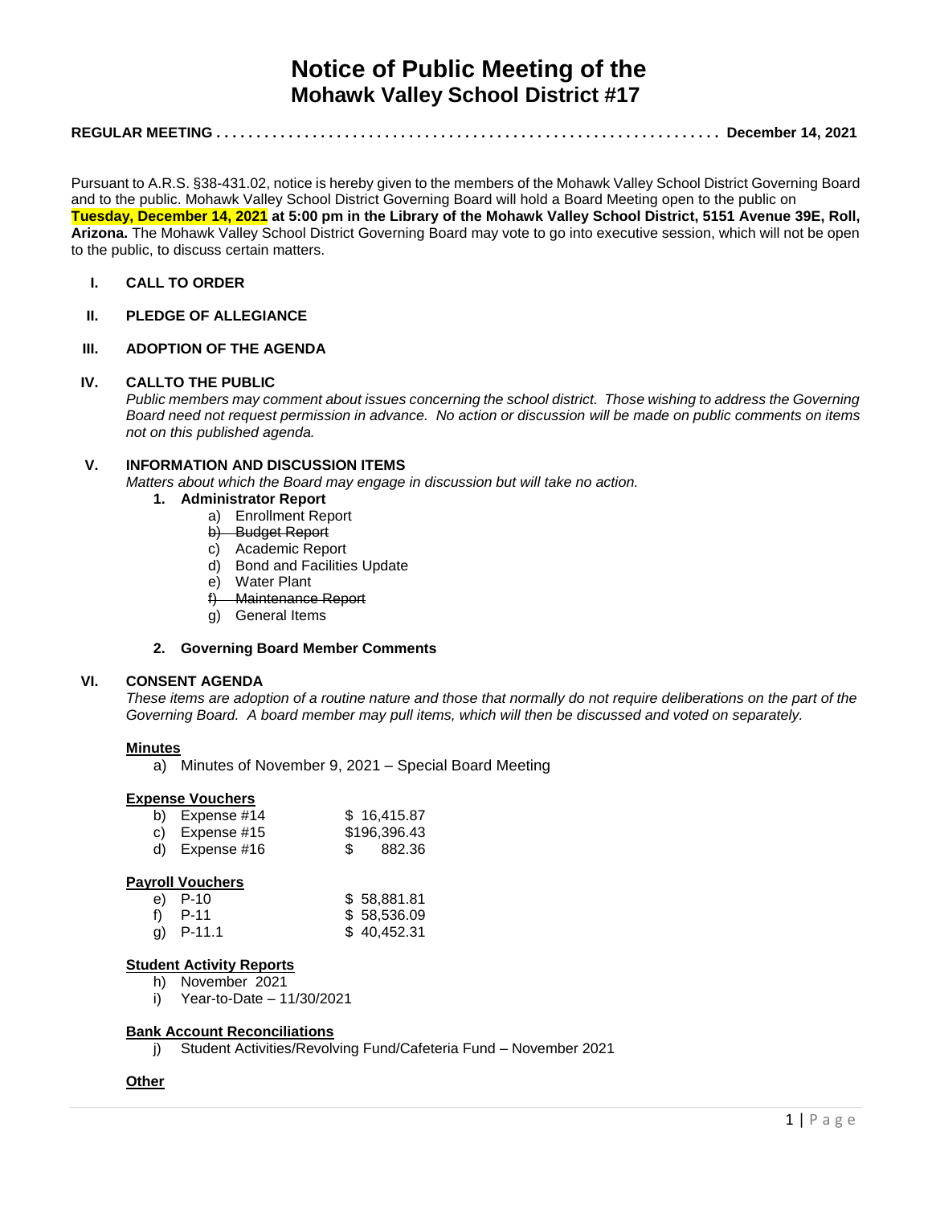# Notice of Public Meeting of the
## Mohawk Valley School District #17

**REGULAR MEETING . . . . . . . . . . . . . . . . . . . . . . . . . . . . . . . . . . . . . . . . . . . . . . . . . . . . . . . . . . . . . December 14, 2021**

Pursuant to A.R.S. §38-431.02, notice is hereby given to the members of the Mohawk Valley School District Governing Board and to the public. Mohawk Valley School District Governing Board will hold a Board Meeting open to the public on **Tuesday, December 14, 2021 at 5:00 pm in the Library of the Mohawk Valley School District, 5151 Avenue 39E, Roll, Arizona.** The Mohawk Valley School District Governing Board may vote to go into executive session, which will not be open to the public, to discuss certain matters.

**I. CALL TO ORDER**

**II. PLEDGE OF ALLEGIANCE**

**III. ADOPTION OF THE AGENDA**

**IV. CALLTO THE PUBLIC**

*Public members may comment about issues concerning the school district. Those wishing to address the Governing Board need not request permission in advance. No action or discussion will be made on public comments on items not on this published agenda.*

**V. INFORMATION AND DISCUSSION ITEMS**

*Matters about which the Board may engage in discussion but will take no action.*

1. **Administrator Report**
   a) Enrollment Report
   ~~b) Budget Report~~
   c) Academic Report
   d) Bond and Facilities Update
   e) Water Plant
   ~~f) Maintenance Report~~
   g) General Items

2. **Governing Board Member Comments**

**VI. CONSENT AGENDA**

*These items are adoption of a routine nature and those that normally do not require deliberations on the part of the Governing Board. A board member may pull items, which will then be discussed and voted on separately.*

**Minutes**

a) Minutes of November 9, 2021 – Special Board Meeting

**Expense Vouchers**

| | |
|---|---|
| b) Expense #14 | $ 16,415.87 |
| c) Expense #15 | $196,396.43 |
| d) Expense #16 | $ 882.36 |

**Payroll Vouchers**

| | |
|---|---|
| e) P-10 | $ 58,881.81 |
| f) P-11 | $ 58,536.09 |
| g) P-11.1 | $ 40,452.31 |

**Student Activity Reports**

h) November 2021
i) Year-to-Date – 11/30/2021

**Bank Account Reconciliations**

j) Student Activities/Revolving Fund/Cafeteria Fund – November 2021

**Other**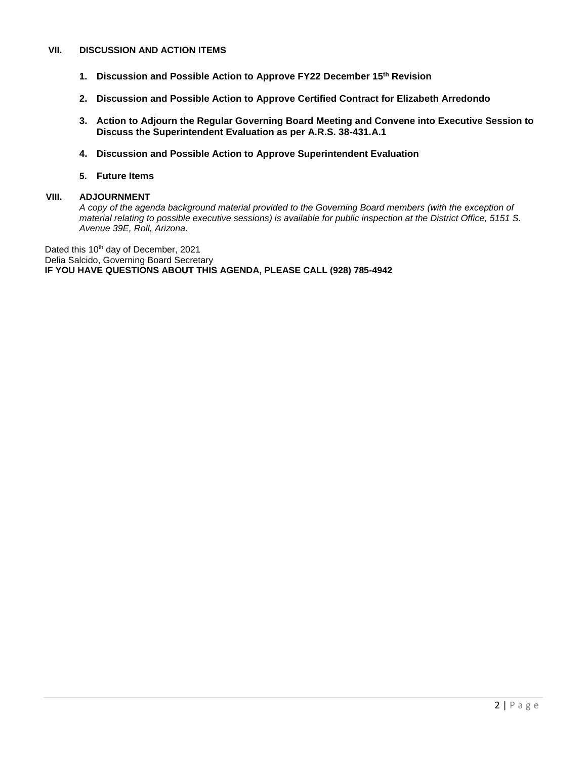## VII. DISCUSSION AND ACTION ITEMS

1. **Discussion and Possible Action to Approve FY22 December 15th Revision**

2. **Discussion and Possible Action to Approve Certified Contract for Elizabeth Arredondo**

3. **Action to Adjourn the Regular Governing Board Meeting and Convene into Executive Session to Discuss the Superintendent Evaluation as per A.R.S. 38-431.A.1**

4. **Discussion and Possible Action to Approve Superintendent Evaluation**

5. **Future Items**

## VIII. ADJOURNMENT

*A copy of the agenda background material provided to the Governing Board members (with the exception of material relating to possible executive sessions) is available for public inspection at the District Office, 5151 S. Avenue 39E, Roll, Arizona.*

Dated this 10th day of December, 2021
Delia Salcido, Governing Board Secretary
**IF YOU HAVE QUESTIONS ABOUT THIS AGENDA, PLEASE CALL (928) 785-4942**